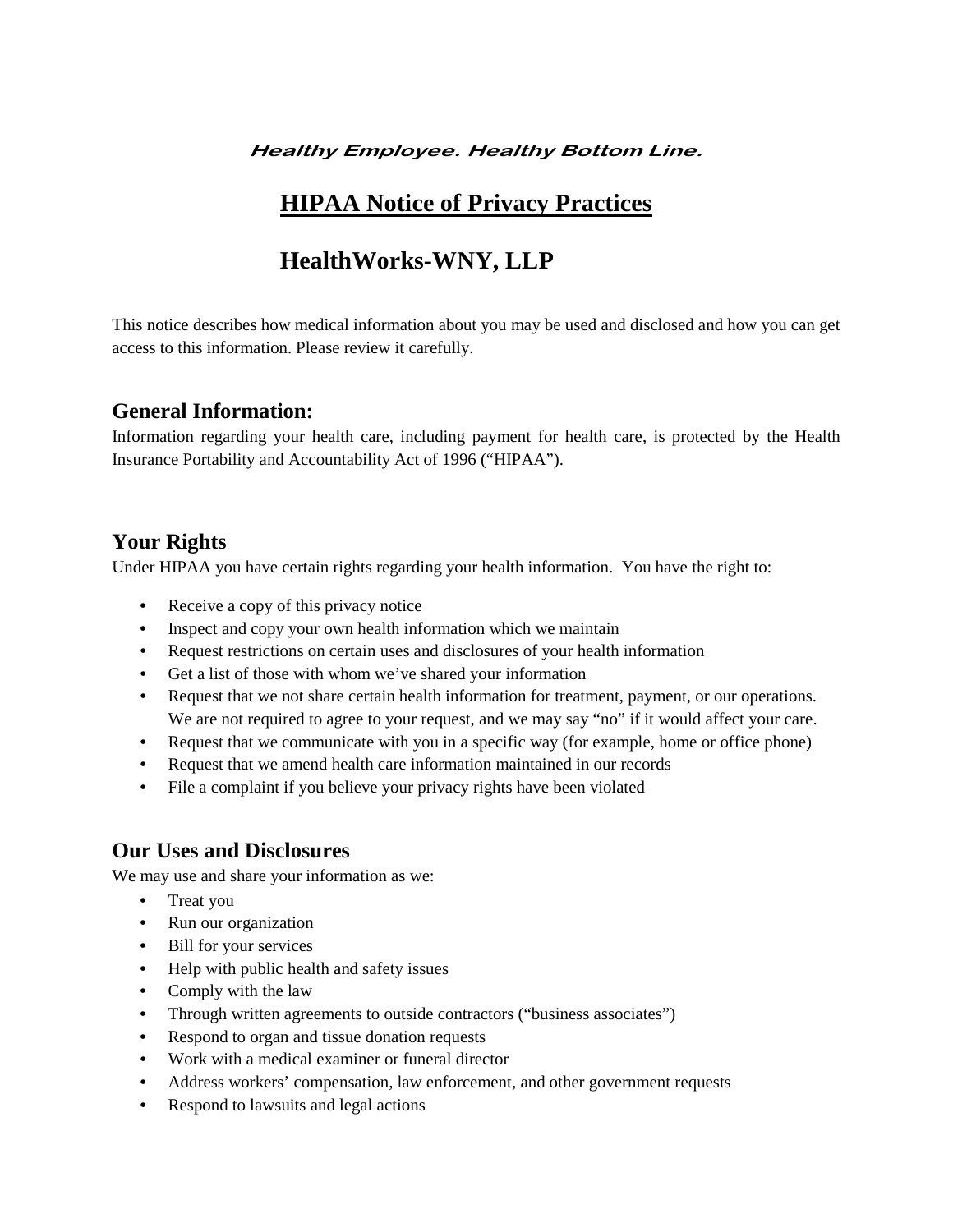***Healthy Employee. Healthy Bottom Line.***

# HIPAA Notice of Privacy Practices

# HealthWorks-WNY, LLP

This notice describes how medical information about you may be used and disclosed and how you can get access to this information. Please review it carefully.

## General Information:

Information regarding your health care, including payment for health care, is protected by the Health Insurance Portability and Accountability Act of 1996 ("HIPAA").

## Your Rights

Under HIPAA you have certain rights regarding your health information. You have the right to:

- Receive a copy of this privacy notice
- Inspect and copy your own health information which we maintain
- Request restrictions on certain uses and disclosures of your health information
- Get a list of those with whom we've shared your information
- Request that we not share certain health information for treatment, payment, or our operations. We are not required to agree to your request, and we may say "no" if it would affect your care.
- Request that we communicate with you in a specific way (for example, home or office phone)
- Request that we amend health care information maintained in our records
- File a complaint if you believe your privacy rights have been violated

## Our Uses and Disclosures

We may use and share your information as we:

- Treat you
- Run our organization
- Bill for your services
- Help with public health and safety issues
- Comply with the law
- Through written agreements to outside contractors ("business associates")
- Respond to organ and tissue donation requests
- Work with a medical examiner or funeral director
- Address workers' compensation, law enforcement, and other government requests
- Respond to lawsuits and legal actions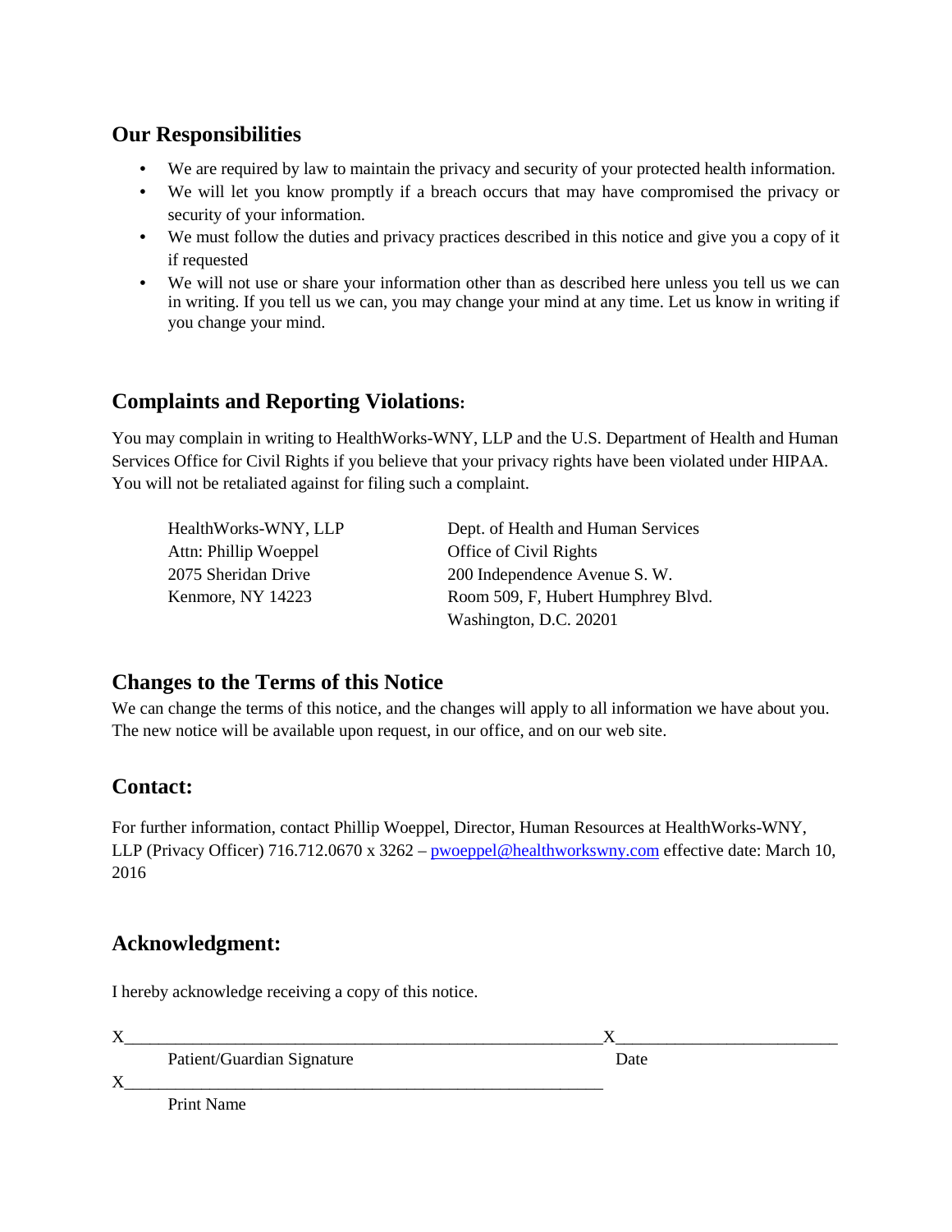## Our Responsibilities

- We are required by law to maintain the privacy and security of your protected health information.
- We will let you know promptly if a breach occurs that may have compromised the privacy or security of your information.
- We must follow the duties and privacy practices described in this notice and give you a copy of it if requested
- We will not use or share your information other than as described here unless you tell us we can in writing. If you tell us we can, you may change your mind at any time. Let us know in writing if you change your mind.

## Complaints and Reporting Violations:

You may complain in writing to HealthWorks-WNY, LLP and the U.S. Department of Health and Human Services Office for Civil Rights if you believe that your privacy rights have been violated under HIPAA. You will not be retaliated against for filing such a complaint.

HealthWorks-WNY, LLP
Attn: Phillip Woeppel
2075 Sheridan Drive
Kenmore, NY 14223

Dept. of Health and Human Services
Office of Civil Rights
200 Independence Avenue S. W.
Room 509, F, Hubert Humphrey Blvd.
Washington, D.C. 20201

## Changes to the Terms of this Notice

We can change the terms of this notice, and the changes will apply to all information we have about you. The new notice will be available upon request, in our office, and on our web site.

## Contact:

For further information, contact Phillip Woeppel, Director, Human Resources at HealthWorks-WNY, LLP (Privacy Officer) 716.712.0670 x 3262 – pwoeppel@healthworkswny.com effective date: March 10, 2016

## Acknowledgment:

I hereby acknowledge receiving a copy of this notice.

X__________________________________________________________X_________________________

Patient/Guardian Signature Date

X__________________________________________________________

Print Name